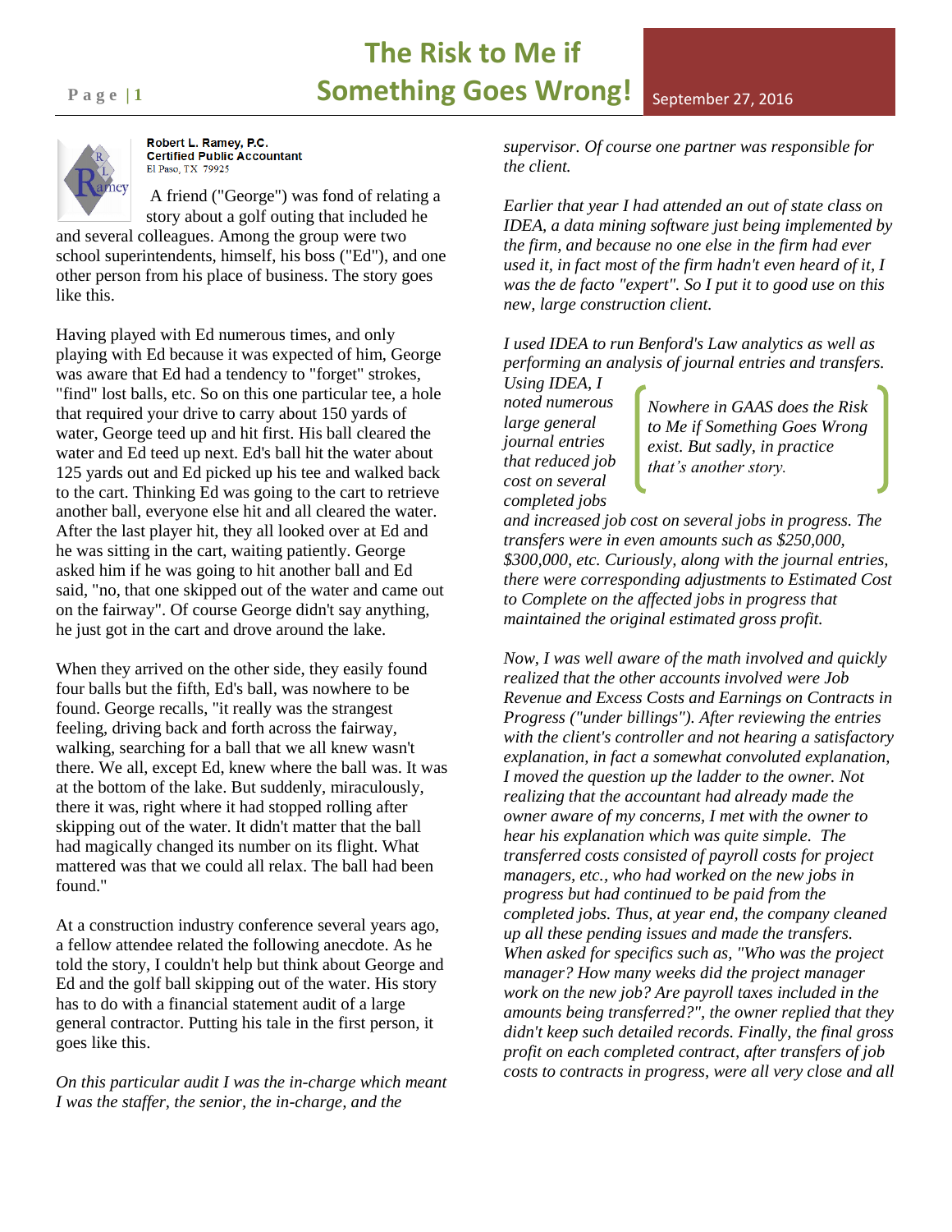# The Risk to Me if Something Goes Wrong!

September 27, 2016

**Robert L. Ramey, P.C.**
**Certified Public Accountant**
El Paso, TX 79925

A friend ("George") was fond of relating a story about a golf outing that included he and several colleagues. Among the group were two school superintendents, himself, his boss ("Ed"), and one other person from his place of business. The story goes like this.

Having played with Ed numerous times, and only playing with Ed because it was expected of him, George was aware that Ed had a tendency to "forget" strokes, "find" lost balls, etc. So on this one particular tee, a hole that required your drive to carry about 150 yards of water, George teed up and hit first. His ball cleared the water and Ed teed up next. Ed's ball hit the water about 125 yards out and Ed picked up his tee and walked back to the cart. Thinking Ed was going to the cart to retrieve another ball, everyone else hit and all cleared the water. After the last player hit, they all looked over at Ed and he was sitting in the cart, waiting patiently. George asked him if he was going to hit another ball and Ed said, "no, that one skipped out of the water and came out on the fairway". Of course George didn't say anything, he just got in the cart and drove around the lake.

When they arrived on the other side, they easily found four balls but the fifth, Ed's ball, was nowhere to be found. George recalls, "it really was the strangest feeling, driving back and forth across the fairway, walking, searching for a ball that we all knew wasn't there. We all, except Ed, knew where the ball was. It was at the bottom of the lake. But suddenly, miraculously, there it was, right where it had stopped rolling after skipping out of the water. It didn't matter that the ball had magically changed its number on its flight. What mattered was that we could all relax. The ball had been found."

At a construction industry conference several years ago, a fellow attendee related the following anecdote. As he told the story, I couldn't help but think about George and Ed and the golf ball skipping out of the water. His story has to do with a financial statement audit of a large general contractor. Putting his tale in the first person, it goes like this.

*On this particular audit I was the in-charge which meant I was the staffer, the senior, the in-charge, and the supervisor. Of course one partner was responsible for the client.*

*Earlier that year I had attended an out of state class on IDEA, a data mining software just being implemented by the firm, and because no one else in the firm had ever used it, in fact most of the firm hadn't even heard of it, I was the de facto "expert". So I put it to good use on this new, large construction client.*

> *Nowhere in GAAS does the Risk to Me if Something Goes Wrong exist. But sadly, in practice that's another story.*

*I used IDEA to run Benford's Law analytics as well as performing an analysis of journal entries and transfers. Using IDEA, I noted numerous large general journal entries that reduced job cost on several completed jobs and increased job cost on several jobs in progress. The transfers were in even amounts such as $250,000, $300,000, etc. Curiously, along with the journal entries, there were corresponding adjustments to Estimated Cost to Complete on the affected jobs in progress that maintained the original estimated gross profit.*

*Now, I was well aware of the math involved and quickly realized that the other accounts involved were Job Revenue and Excess Costs and Earnings on Contracts in Progress ("under billings"). After reviewing the entries with the client's controller and not hearing a satisfactory explanation, in fact a somewhat convoluted explanation, I moved the question up the ladder to the owner. Not realizing that the accountant had already made the owner aware of my concerns, I met with the owner to hear his explanation which was quite simple. The transferred costs consisted of payroll costs for project managers, etc., who had worked on the new jobs in progress but had continued to be paid from the completed jobs. Thus, at year end, the company cleaned up all these pending issues and made the transfers. When asked for specifics such as, "Who was the project manager? How many weeks did the project manager work on the new job? Are payroll taxes included in the amounts being transferred?", the owner replied that they didn't keep such detailed records. Finally, the final gross profit on each completed contract, after transfers of job costs to contracts in progress, were all very close and all*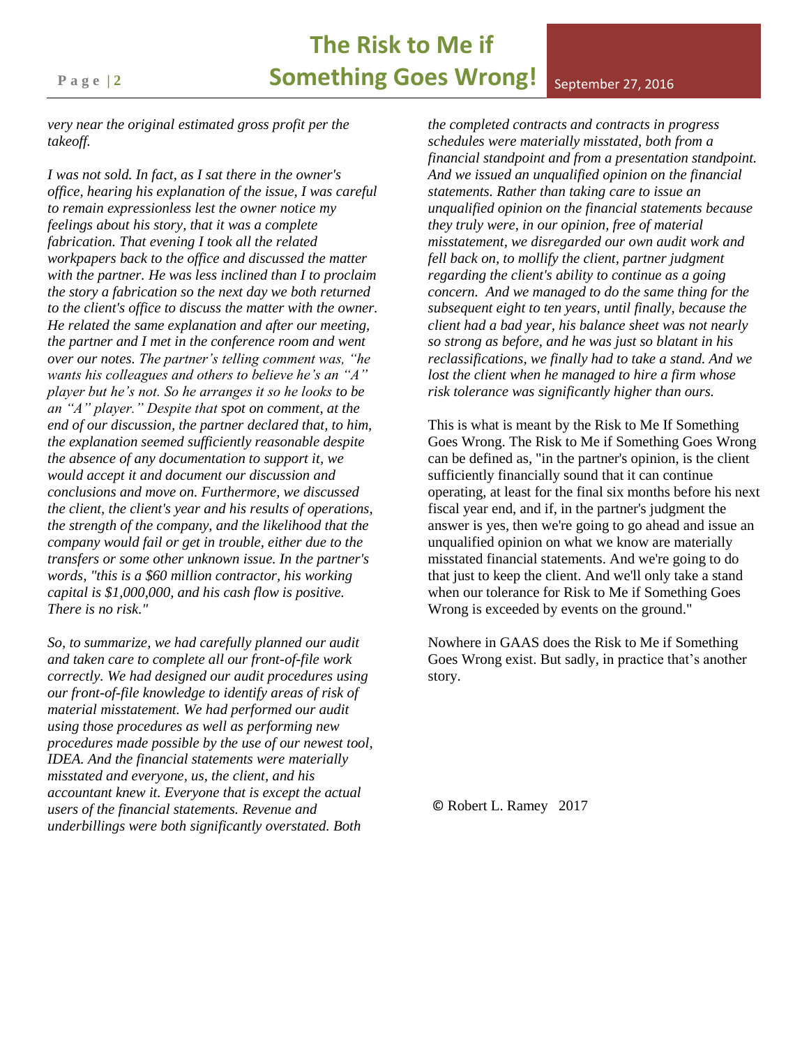*very near the original estimated gross profit per the takeoff.*

*I was not sold. In fact, as I sat there in the owner's office, hearing his explanation of the issue, I was careful to remain expressionless lest the owner notice my feelings about his story, that it was a complete fabrication. That evening I took all the related workpapers back to the office and discussed the matter with the partner. He was less inclined than I to proclaim the story a fabrication so the next day we both returned to the client's office to discuss the matter with the owner. He related the same explanation and after our meeting, the partner and I met in the conference room and went over our notes. The partner's telling comment was, "he wants his colleagues and others to believe he's an "A" player but he's not. So he arranges it so he looks to be an "A" player." Despite that spot on comment, at the end of our discussion, the partner declared that, to him, the explanation seemed sufficiently reasonable despite the absence of any documentation to support it, we would accept it and document our discussion and conclusions and move on. Furthermore, we discussed the client, the client's year and his results of operations, the strength of the company, and the likelihood that the company would fail or get in trouble, either due to the transfers or some other unknown issue. In the partner's words, "this is a $60 million contractor, his working capital is $1,000,000, and his cash flow is positive. There is no risk."*

*So, to summarize, we had carefully planned our audit and taken care to complete all our front-of-file work correctly. We had designed our audit procedures using our front-of-file knowledge to identify areas of risk of material misstatement. We had performed our audit using those procedures as well as performing new procedures made possible by the use of our newest tool, IDEA. And the financial statements were materially misstated and everyone, us, the client, and his accountant knew it. Everyone that is except the actual users of the financial statements. Revenue and underbillings were both significantly overstated. Both the completed contracts and contracts in progress schedules were materially misstated, both from a financial standpoint and from a presentation standpoint. And we issued an unqualified opinion on the financial statements. Rather than taking care to issue an unqualified opinion on the financial statements because they truly were, in our opinion, free of material misstatement, we disregarded our own audit work and fell back on, to mollify the client, partner judgment regarding the client's ability to continue as a going concern. And we managed to do the same thing for the subsequent eight to ten years, until finally, because the client had a bad year, his balance sheet was not nearly so strong as before, and he was just so blatant in his reclassifications, we finally had to take a stand. And we lost the client when he managed to hire a firm whose risk tolerance was significantly higher than ours.*

This is what is meant by the Risk to Me If Something Goes Wrong. The Risk to Me if Something Goes Wrong can be defined as, "in the partner's opinion, is the client sufficiently financially sound that it can continue operating, at least for the final six months before his next fiscal year end, and if, in the partner's judgment the answer is yes, then we're going to go ahead and issue an unqualified opinion on what we know are materially misstated financial statements. And we're going to do that just to keep the client. And we'll only take a stand when our tolerance for Risk to Me if Something Goes Wrong is exceeded by events on the ground."

Nowhere in GAAS does the Risk to Me if Something Goes Wrong exist. But sadly, in practice that's another story.

© Robert L. Ramey 2017